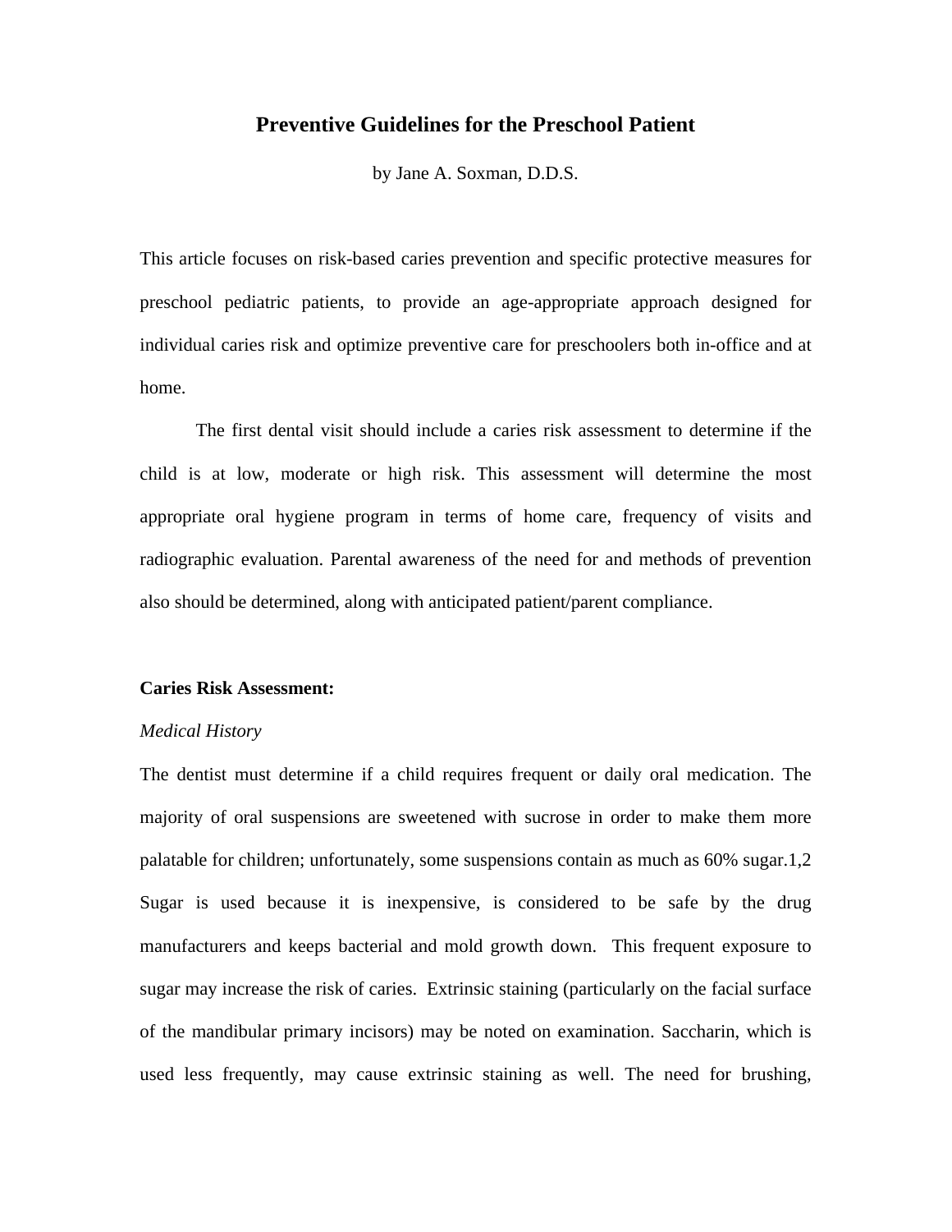# Preventive Guidelines for the Preschool Patient

by Jane A. Soxman, D.D.S.

This article focuses on risk-based caries prevention and specific protective measures for preschool pediatric patients, to provide an age-appropriate approach designed for individual caries risk and optimize preventive care for preschoolers both in-office and at home.

The first dental visit should include a caries risk assessment to determine if the child is at low, moderate or high risk. This assessment will determine the most appropriate oral hygiene program in terms of home care, frequency of visits and radiographic evaluation. Parental awareness of the need for and methods of prevention also should be determined, along with anticipated patient/parent compliance.

**Caries Risk Assessment:**

*Medical History*

The dentist must determine if a child requires frequent or daily oral medication. The majority of oral suspensions are sweetened with sucrose in order to make them more palatable for children; unfortunately, some suspensions contain as much as 60% sugar.[1,2] Sugar is used because it is inexpensive, is considered to be safe by the drug manufacturers and keeps bacterial and mold growth down. This frequent exposure to sugar may increase the risk of caries. Extrinsic staining (particularly on the facial surface of the mandibular primary incisors) may be noted on examination. Saccharin, which is used less frequently, may cause extrinsic staining as well. The need for brushing,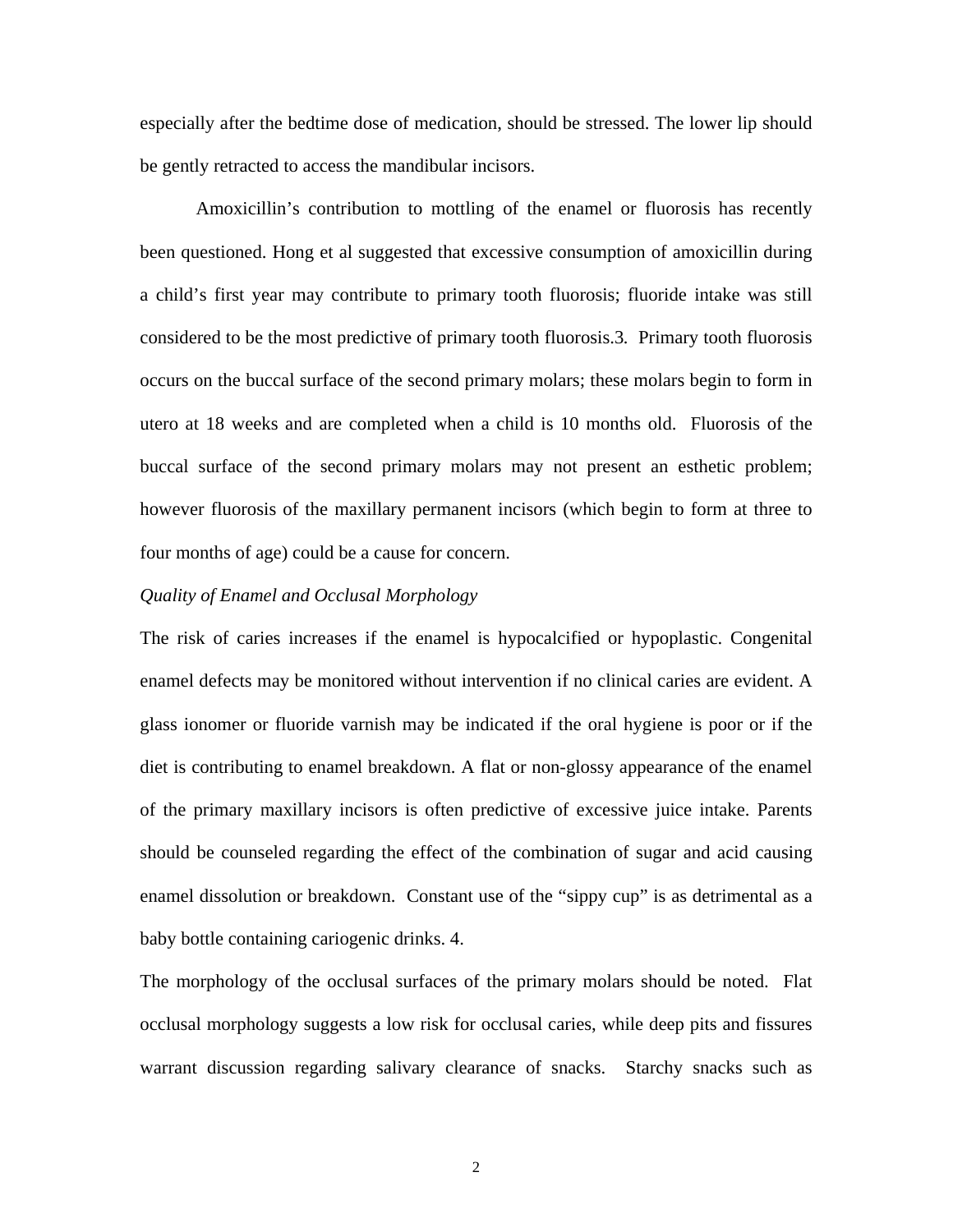especially after the bedtime dose of medication, should be stressed. The lower lip should be gently retracted to access the mandibular incisors.

Amoxicillin's contribution to mottling of the enamel or fluorosis has recently been questioned. Hong et al suggested that excessive consumption of amoxicillin during a child's first year may contribute to primary tooth fluorosis; fluoride intake was still considered to be the most predictive of primary tooth fluorosis.3. Primary tooth fluorosis occurs on the buccal surface of the second primary molars; these molars begin to form in utero at 18 weeks and are completed when a child is 10 months old. Fluorosis of the buccal surface of the second primary molars may not present an esthetic problem; however fluorosis of the maxillary permanent incisors (which begin to form at three to four months of age) could be a cause for concern.

*Quality of Enamel and Occlusal Morphology*

The risk of caries increases if the enamel is hypocalcified or hypoplastic. Congenital enamel defects may be monitored without intervention if no clinical caries are evident. A glass ionomer or fluoride varnish may be indicated if the oral hygiene is poor or if the diet is contributing to enamel breakdown. A flat or non-glossy appearance of the enamel of the primary maxillary incisors is often predictive of excessive juice intake. Parents should be counseled regarding the effect of the combination of sugar and acid causing enamel dissolution or breakdown. Constant use of the "sippy cup" is as detrimental as a baby bottle containing cariogenic drinks. 4.

The morphology of the occlusal surfaces of the primary molars should be noted. Flat occlusal morphology suggests a low risk for occlusal caries, while deep pits and fissures warrant discussion regarding salivary clearance of snacks. Starchy snacks such as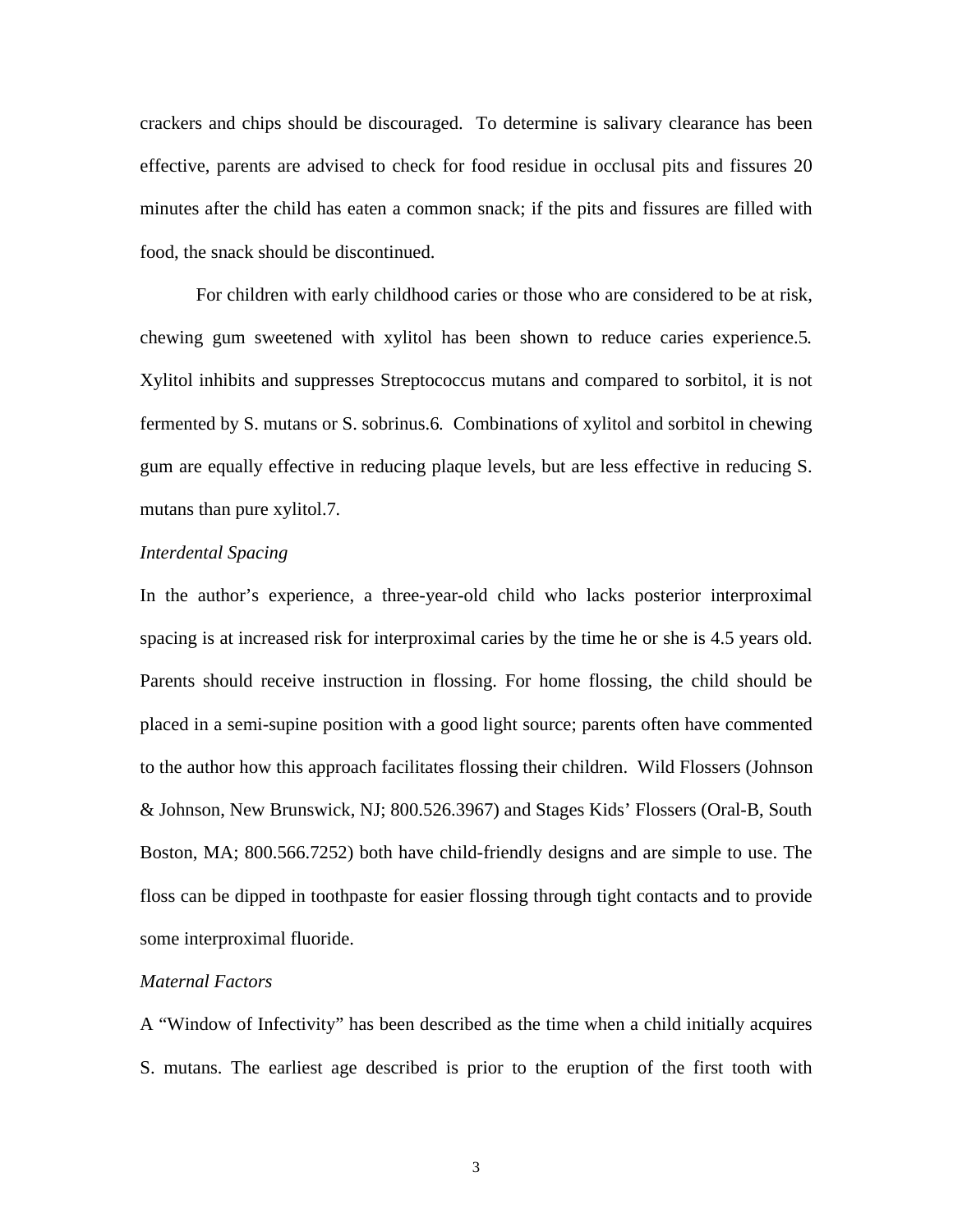crackers and chips should be discouraged. To determine is salivary clearance has been effective, parents are advised to check for food residue in occlusal pits and fissures 20 minutes after the child has eaten a common snack; if the pits and fissures are filled with food, the snack should be discontinued.

For children with early childhood caries or those who are considered to be at risk, chewing gum sweetened with xylitol has been shown to reduce caries experience.5. Xylitol inhibits and suppresses Streptococcus mutans and compared to sorbitol, it is not fermented by S. mutans or S. sobrinus.6. Combinations of xylitol and sorbitol in chewing gum are equally effective in reducing plaque levels, but are less effective in reducing S. mutans than pure xylitol.7.

*Interdental Spacing*

In the author's experience, a three-year-old child who lacks posterior interproximal spacing is at increased risk for interproximal caries by the time he or she is 4.5 years old. Parents should receive instruction in flossing. For home flossing, the child should be placed in a semi-supine position with a good light source; parents often have commented to the author how this approach facilitates flossing their children. Wild Flossers (Johnson & Johnson, New Brunswick, NJ; 800.526.3967) and Stages Kids' Flossers (Oral-B, South Boston, MA; 800.566.7252) both have child-friendly designs and are simple to use. The floss can be dipped in toothpaste for easier flossing through tight contacts and to provide some interproximal fluoride.

*Maternal Factors*

A "Window of Infectivity" has been described as the time when a child initially acquires S. mutans. The earliest age described is prior to the eruption of the first tooth with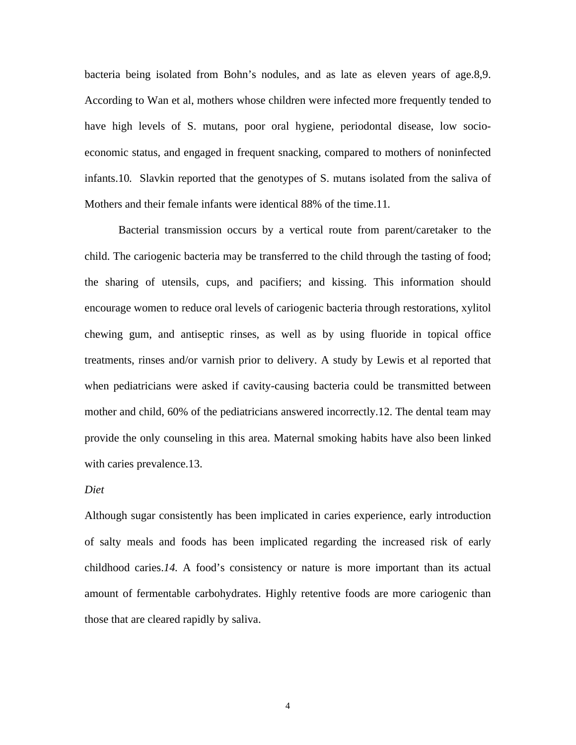bacteria being isolated from Bohn's nodules, and as late as eleven years of age.8,9. According to Wan et al, mothers whose children were infected more frequently tended to have high levels of S. mutans, poor oral hygiene, periodontal disease, low socio-economic status, and engaged in frequent snacking, compared to mothers of noninfected infants.10. Slavkin reported that the genotypes of S. mutans isolated from the saliva of Mothers and their female infants were identical 88% of the time.11.

Bacterial transmission occurs by a vertical route from parent/caretaker to the child. The cariogenic bacteria may be transferred to the child through the tasting of food; the sharing of utensils, cups, and pacifiers; and kissing. This information should encourage women to reduce oral levels of cariogenic bacteria through restorations, xylitol chewing gum, and antiseptic rinses, as well as by using fluoride in topical office treatments, rinses and/or varnish prior to delivery. A study by Lewis et al reported that when pediatricians were asked if cavity-causing bacteria could be transmitted between mother and child, 60% of the pediatricians answered incorrectly.12. The dental team may provide the only counseling in this area. Maternal smoking habits have also been linked with caries prevalence.13.

*Diet*

Although sugar consistently has been implicated in caries experience, early introduction of salty meals and foods has been implicated regarding the increased risk of early childhood caries.*14.* A food's consistency or nature is more important than its actual amount of fermentable carbohydrates. Highly retentive foods are more cariogenic than those that are cleared rapidly by saliva.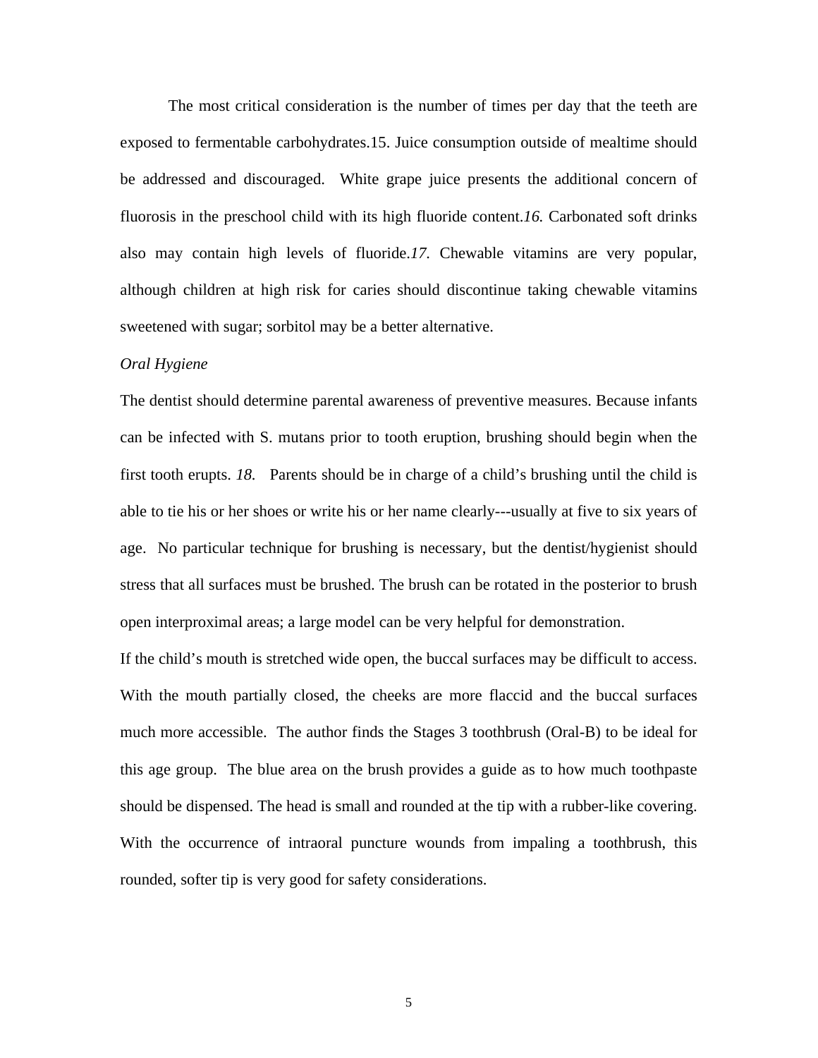The most critical consideration is the number of times per day that the teeth are exposed to fermentable carbohydrates.15. Juice consumption outside of mealtime should be addressed and discouraged. White grape juice presents the additional concern of fluorosis in the preschool child with its high fluoride content.*16.* Carbonated soft drinks also may contain high levels of fluoride.*17.* Chewable vitamins are very popular, although children at high risk for caries should discontinue taking chewable vitamins sweetened with sugar; sorbitol may be a better alternative.

*Oral Hygiene*

The dentist should determine parental awareness of preventive measures. Because infants can be infected with S. mutans prior to tooth eruption, brushing should begin when the first tooth erupts. *18.* Parents should be in charge of a child's brushing until the child is able to tie his or her shoes or write his or her name clearly---usually at five to six years of age. No particular technique for brushing is necessary, but the dentist/hygienist should stress that all surfaces must be brushed. The brush can be rotated in the posterior to brush open interproximal areas; a large model can be very helpful for demonstration.

If the child's mouth is stretched wide open, the buccal surfaces may be difficult to access. With the mouth partially closed, the cheeks are more flaccid and the buccal surfaces much more accessible. The author finds the Stages 3 toothbrush (Oral-B) to be ideal for this age group. The blue area on the brush provides a guide as to how much toothpaste should be dispensed. The head is small and rounded at the tip with a rubber-like covering. With the occurrence of intraoral puncture wounds from impaling a toothbrush, this rounded, softer tip is very good for safety considerations.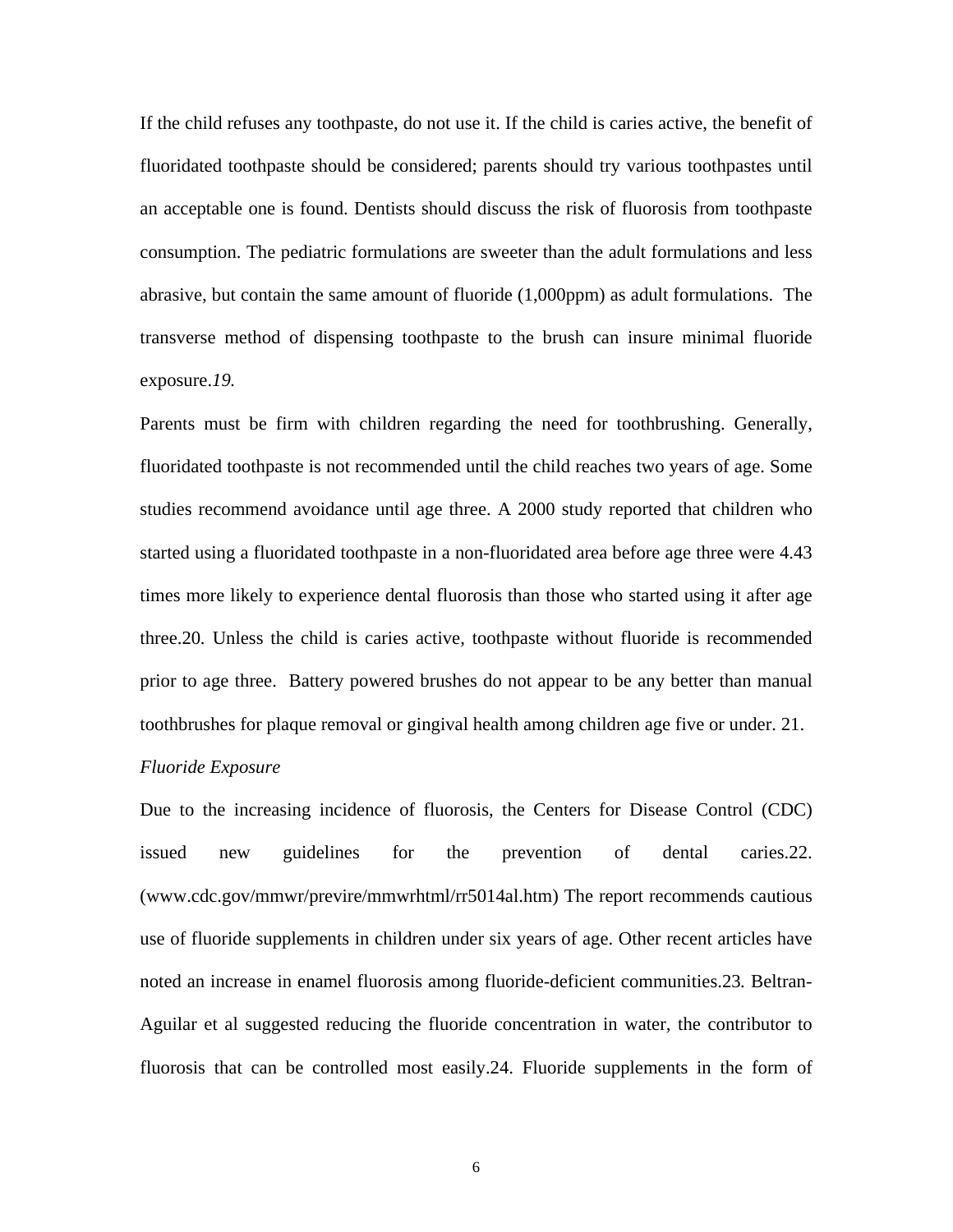If the child refuses any toothpaste, do not use it. If the child is caries active, the benefit of fluoridated toothpaste should be considered; parents should try various toothpastes until an acceptable one is found. Dentists should discuss the risk of fluorosis from toothpaste consumption. The pediatric formulations are sweeter than the adult formulations and less abrasive, but contain the same amount of fluoride (1,000ppm) as adult formulations. The transverse method of dispensing toothpaste to the brush can insure minimal fluoride exposure.*19.*

Parents must be firm with children regarding the need for toothbrushing. Generally, fluoridated toothpaste is not recommended until the child reaches two years of age. Some studies recommend avoidance until age three. A 2000 study reported that children who started using a fluoridated toothpaste in a non-fluoridated area before age three were 4.43 times more likely to experience dental fluorosis than those who started using it after age three.20. Unless the child is caries active, toothpaste without fluoride is recommended prior to age three. Battery powered brushes do not appear to be any better than manual toothbrushes for plaque removal or gingival health among children age five or under. 21.

*Fluoride Exposure*

Due to the increasing incidence of fluorosis, the Centers for Disease Control (CDC) issued new guidelines for the prevention of dental caries.22. (www.cdc.gov/mmwr/previre/mmwrhtml/rr5014al.htm) The report recommends cautious use of fluoride supplements in children under six years of age. Other recent articles have noted an increase in enamel fluorosis among fluoride-deficient communities.23. Beltran-Aguilar et al suggested reducing the fluoride concentration in water, the contributor to fluorosis that can be controlled most easily.24. Fluoride supplements in the form of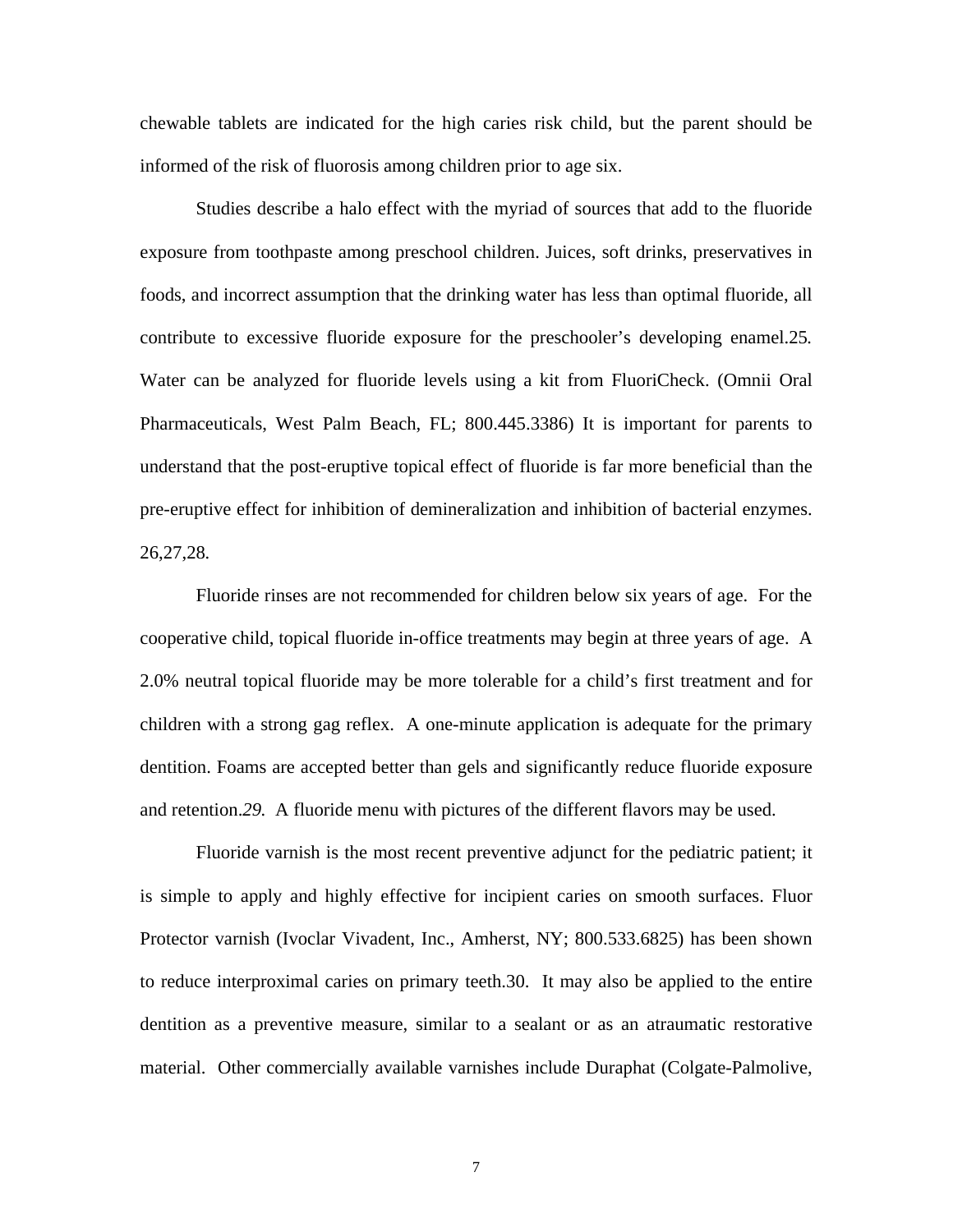chewable tablets are indicated for the high caries risk child, but the parent should be informed of the risk of fluorosis among children prior to age six.

Studies describe a halo effect with the myriad of sources that add to the fluoride exposure from toothpaste among preschool children. Juices, soft drinks, preservatives in foods, and incorrect assumption that the drinking water has less than optimal fluoride, all contribute to excessive fluoride exposure for the preschooler's developing enamel.25. Water can be analyzed for fluoride levels using a kit from FluoriCheck. (Omnii Oral Pharmaceuticals, West Palm Beach, FL; 800.445.3386) It is important for parents to understand that the post-eruptive topical effect of fluoride is far more beneficial than the pre-eruptive effect for inhibition of demineralization and inhibition of bacterial enzymes. 26,27,28.

Fluoride rinses are not recommended for children below six years of age. For the cooperative child, topical fluoride in-office treatments may begin at three years of age. A 2.0% neutral topical fluoride may be more tolerable for a child's first treatment and for children with a strong gag reflex. A one-minute application is adequate for the primary dentition. Foams are accepted better than gels and significantly reduce fluoride exposure and retention.*29.* A fluoride menu with pictures of the different flavors may be used.

Fluoride varnish is the most recent preventive adjunct for the pediatric patient; it is simple to apply and highly effective for incipient caries on smooth surfaces. Fluor Protector varnish (Ivoclar Vivadent, Inc., Amherst, NY; 800.533.6825) has been shown to reduce interproximal caries on primary teeth.30. It may also be applied to the entire dentition as a preventive measure, similar to a sealant or as an atraumatic restorative material. Other commercially available varnishes include Duraphat (Colgate-Palmolive,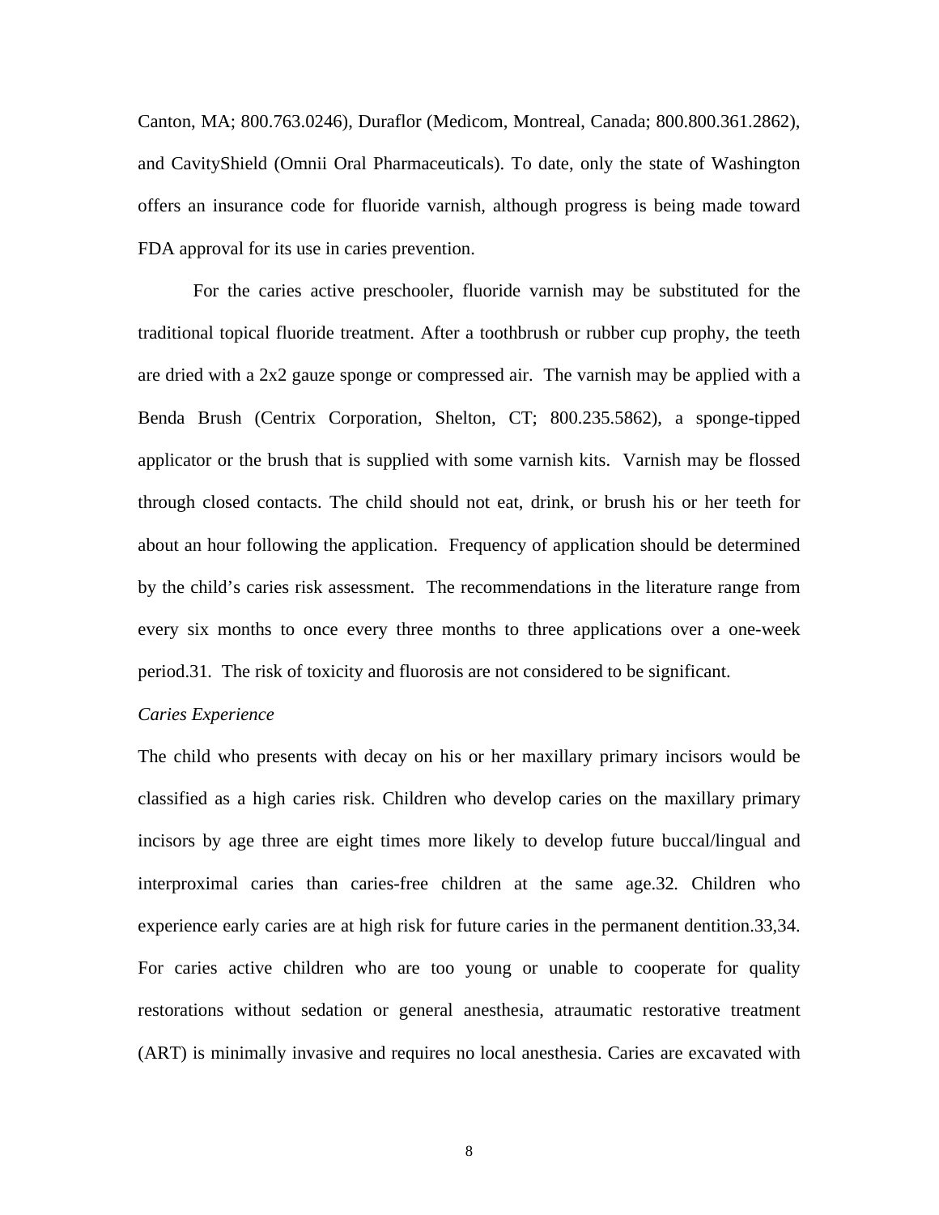Canton, MA; 800.763.0246), Duraflor (Medicom, Montreal, Canada; 800.800.361.2862), and CavityShield (Omnii Oral Pharmaceuticals). To date, only the state of Washington offers an insurance code for fluoride varnish, although progress is being made toward FDA approval for its use in caries prevention.

For the caries active preschooler, fluoride varnish may be substituted for the traditional topical fluoride treatment. After a toothbrush or rubber cup prophy, the teeth are dried with a 2x2 gauze sponge or compressed air. The varnish may be applied with a Benda Brush (Centrix Corporation, Shelton, CT; 800.235.5862), a sponge-tipped applicator or the brush that is supplied with some varnish kits. Varnish may be flossed through closed contacts. The child should not eat, drink, or brush his or her teeth for about an hour following the application. Frequency of application should be determined by the child's caries risk assessment. The recommendations in the literature range from every six months to once every three months to three applications over a one-week period.31. The risk of toxicity and fluorosis are not considered to be significant.

*Caries Experience*

The child who presents with decay on his or her maxillary primary incisors would be classified as a high caries risk. Children who develop caries on the maxillary primary incisors by age three are eight times more likely to develop future buccal/lingual and interproximal caries than caries-free children at the same age.32. Children who experience early caries are at high risk for future caries in the permanent dentition.33,34. For caries active children who are too young or unable to cooperate for quality restorations without sedation or general anesthesia, atraumatic restorative treatment (ART) is minimally invasive and requires no local anesthesia. Caries are excavated with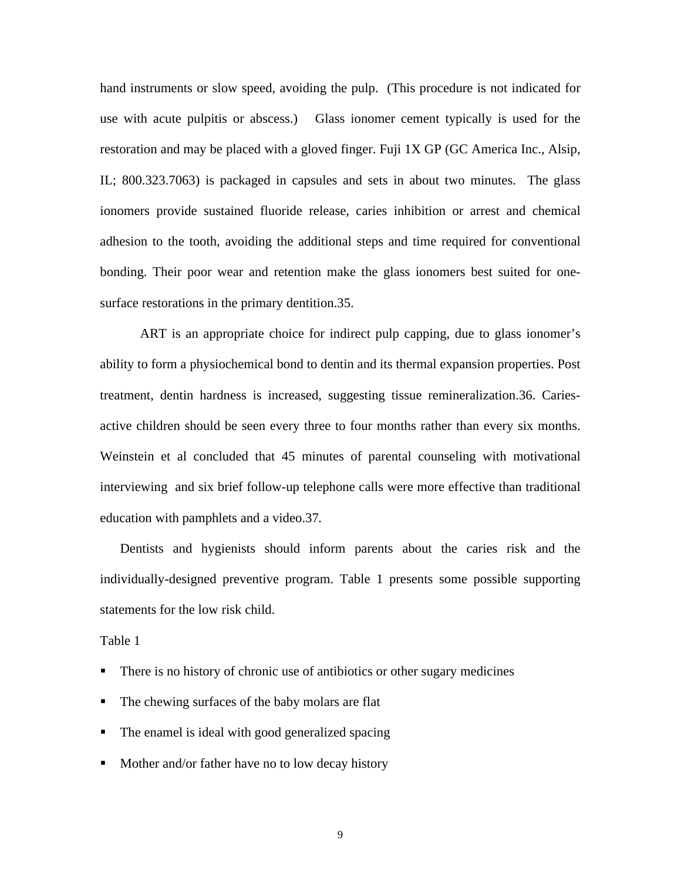hand instruments or slow speed, avoiding the pulp. (This procedure is not indicated for use with acute pulpitis or abscess.) Glass ionomer cement typically is used for the restoration and may be placed with a gloved finger. Fuji 1X GP (GC America Inc., Alsip, IL; 800.323.7063) is packaged in capsules and sets in about two minutes. The glass ionomers provide sustained fluoride release, caries inhibition or arrest and chemical adhesion to the tooth, avoiding the additional steps and time required for conventional bonding. Their poor wear and retention make the glass ionomers best suited for one-surface restorations in the primary dentition.35.

ART is an appropriate choice for indirect pulp capping, due to glass ionomer's ability to form a physiochemical bond to dentin and its thermal expansion properties. Post treatment, dentin hardness is increased, suggesting tissue remineralization.36. Caries-active children should be seen every three to four months rather than every six months. Weinstein et al concluded that 45 minutes of parental counseling with motivational interviewing and six brief follow-up telephone calls were more effective than traditional education with pamphlets and a video.37.

Dentists and hygienists should inform parents about the caries risk and the individually-designed preventive program. Table 1 presents some possible supporting statements for the low risk child.

Table 1

- There is no history of chronic use of antibiotics or other sugary medicines
- The chewing surfaces of the baby molars are flat
- The enamel is ideal with good generalized spacing
- Mother and/or father have no to low decay history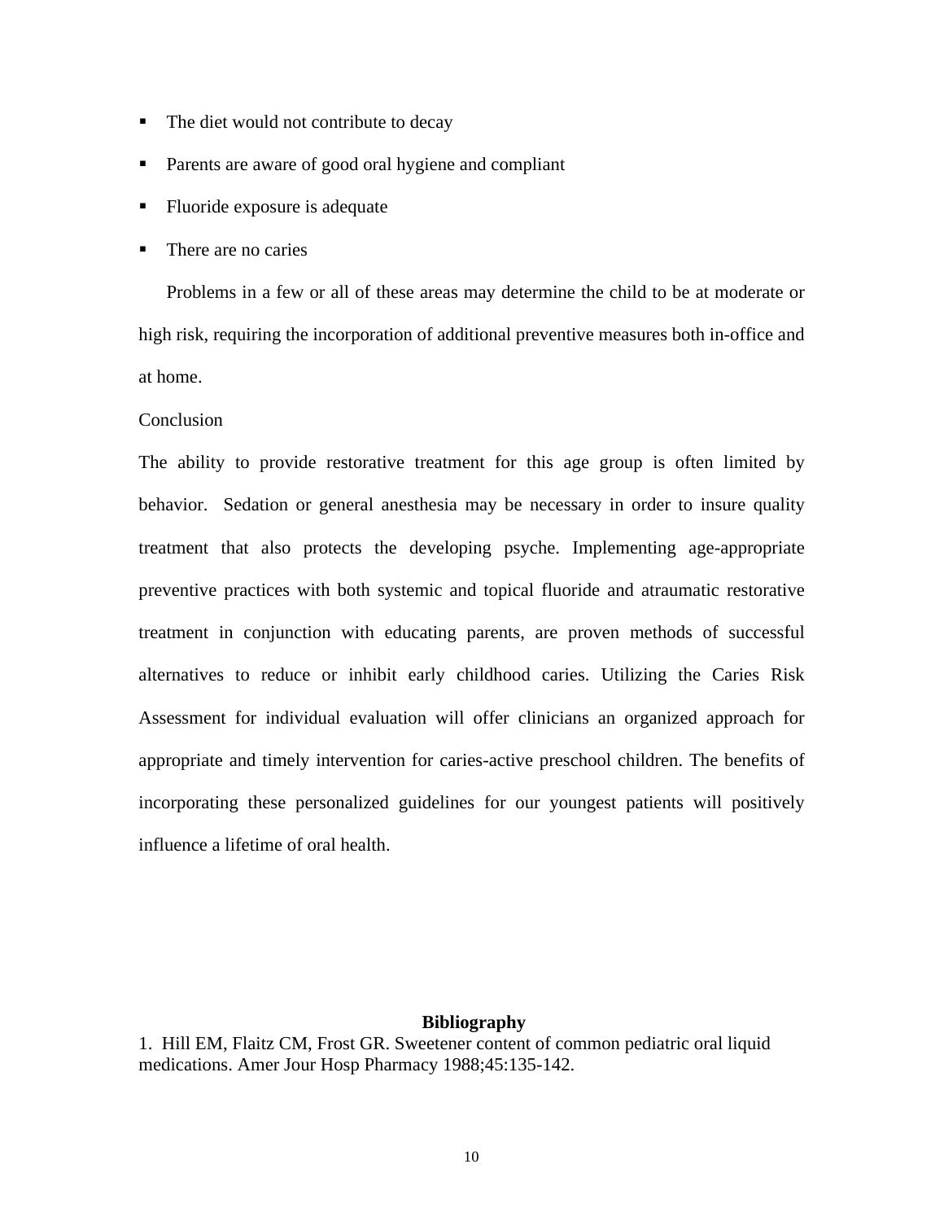- The diet would not contribute to decay
- Parents are aware of good oral hygiene and compliant
- Fluoride exposure is adequate
- There are no caries

Problems in a few or all of these areas may determine the child to be at moderate or high risk, requiring the incorporation of additional preventive measures both in-office and at home.

## Conclusion

The ability to provide restorative treatment for this age group is often limited by behavior. Sedation or general anesthesia may be necessary in order to insure quality treatment that also protects the developing psyche. Implementing age-appropriate preventive practices with both systemic and topical fluoride and atraumatic restorative treatment in conjunction with educating parents, are proven methods of successful alternatives to reduce or inhibit early childhood caries. Utilizing the Caries Risk Assessment for individual evaluation will offer clinicians an organized approach for appropriate and timely intervention for caries-active preschool children. The benefits of incorporating these personalized guidelines for our youngest patients will positively influence a lifetime of oral health.

## Bibliography

1. Hill EM, Flaitz CM, Frost GR. Sweetener content of common pediatric oral liquid medications. Amer Jour Hosp Pharmacy 1988;45:135-142.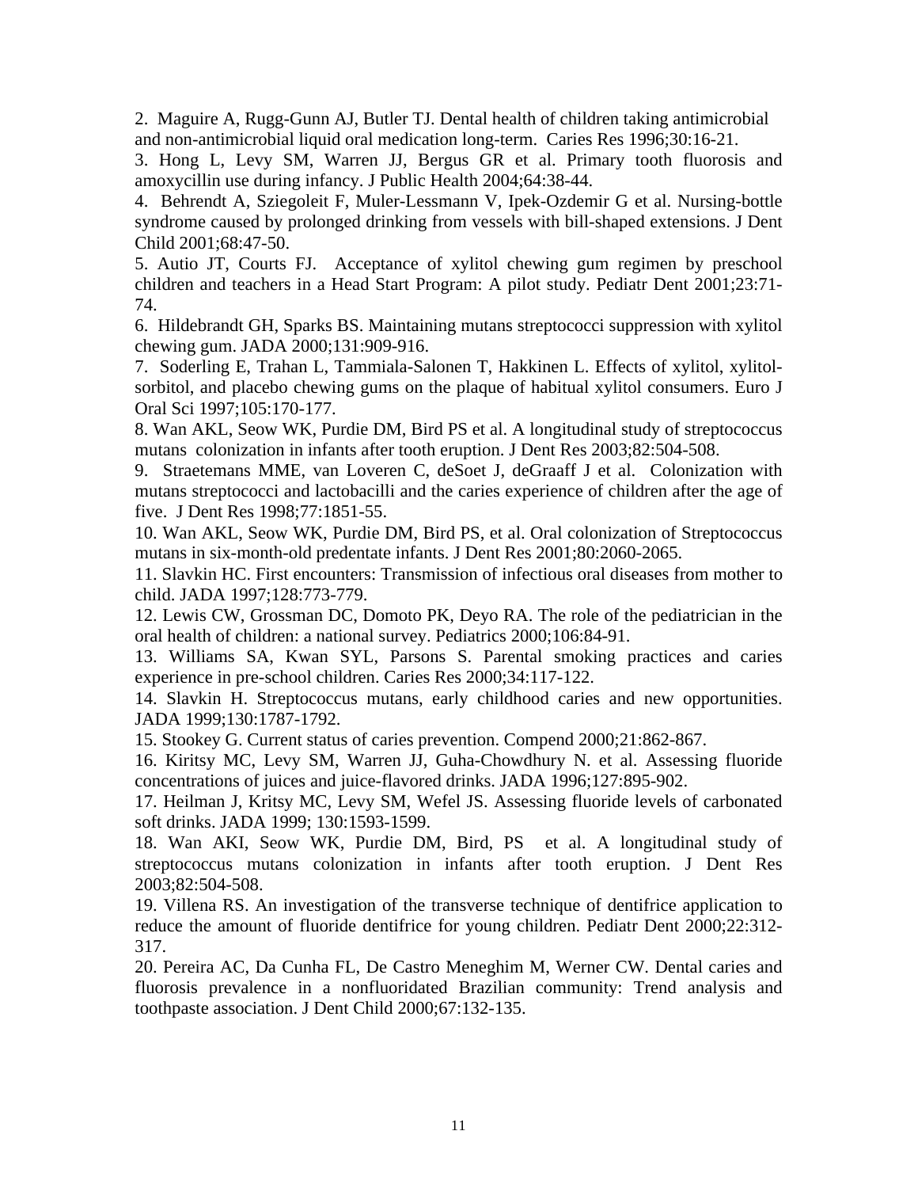2. Maguire A, Rugg-Gunn AJ, Butler TJ. Dental health of children taking antimicrobial and non-antimicrobial liquid oral medication long-term. Caries Res 1996;30:16-21.

3. Hong L, Levy SM, Warren JJ, Bergus GR et al. Primary tooth fluorosis and amoxycillin use during infancy. J Public Health 2004;64:38-44.

4. Behrendt A, Sziegoleit F, Muler-Lessmann V, Ipek-Ozdemir G et al. Nursing-bottle syndrome caused by prolonged drinking from vessels with bill-shaped extensions. J Dent Child 2001;68:47-50.

5. Autio JT, Courts FJ. Acceptance of xylitol chewing gum regimen by preschool children and teachers in a Head Start Program: A pilot study. Pediatr Dent 2001;23:71-74.

6. Hildebrandt GH, Sparks BS. Maintaining mutans streptococci suppression with xylitol chewing gum. JADA 2000;131:909-916.

7. Soderling E, Trahan L, Tammiala-Salonen T, Hakkinen L. Effects of xylitol, xylitol-sorbitol, and placebo chewing gums on the plaque of habitual xylitol consumers. Euro J Oral Sci 1997;105:170-177.

8. Wan AKL, Seow WK, Purdie DM, Bird PS et al. A longitudinal study of streptococcus mutans colonization in infants after tooth eruption. J Dent Res 2003;82:504-508.

9. Straetemans MME, van Loveren C, deSoet J, deGraaff J et al. Colonization with mutans streptococci and lactobacilli and the caries experience of children after the age of five. J Dent Res 1998;77:1851-55.

10. Wan AKL, Seow WK, Purdie DM, Bird PS, et al. Oral colonization of Streptococcus mutans in six-month-old predentate infants. J Dent Res 2001;80:2060-2065.

11. Slavkin HC. First encounters: Transmission of infectious oral diseases from mother to child. JADA 1997;128:773-779.

12. Lewis CW, Grossman DC, Domoto PK, Deyo RA. The role of the pediatrician in the oral health of children: a national survey. Pediatrics 2000;106:84-91.

13. Williams SA, Kwan SYL, Parsons S. Parental smoking practices and caries experience in pre-school children. Caries Res 2000;34:117-122.

14. Slavkin H. Streptococcus mutans, early childhood caries and new opportunities. JADA 1999;130:1787-1792.

15. Stookey G. Current status of caries prevention. Compend 2000;21:862-867.

16. Kiritsy MC, Levy SM, Warren JJ, Guha-Chowdhury N. et al. Assessing fluoride concentrations of juices and juice-flavored drinks. JADA 1996;127:895-902.

17. Heilman J, Kritsy MC, Levy SM, Wefel JS. Assessing fluoride levels of carbonated soft drinks. JADA 1999; 130:1593-1599.

18. Wan AKI, Seow WK, Purdie DM, Bird, PS et al. A longitudinal study of streptococcus mutans colonization in infants after tooth eruption. J Dent Res 2003;82:504-508.

19. Villena RS. An investigation of the transverse technique of dentifrice application to reduce the amount of fluoride dentifrice for young children. Pediatr Dent 2000;22:312-317.

20. Pereira AC, Da Cunha FL, De Castro Meneghim M, Werner CW. Dental caries and fluorosis prevalence in a nonfluoridated Brazilian community: Trend analysis and toothpaste association. J Dent Child 2000;67:132-135.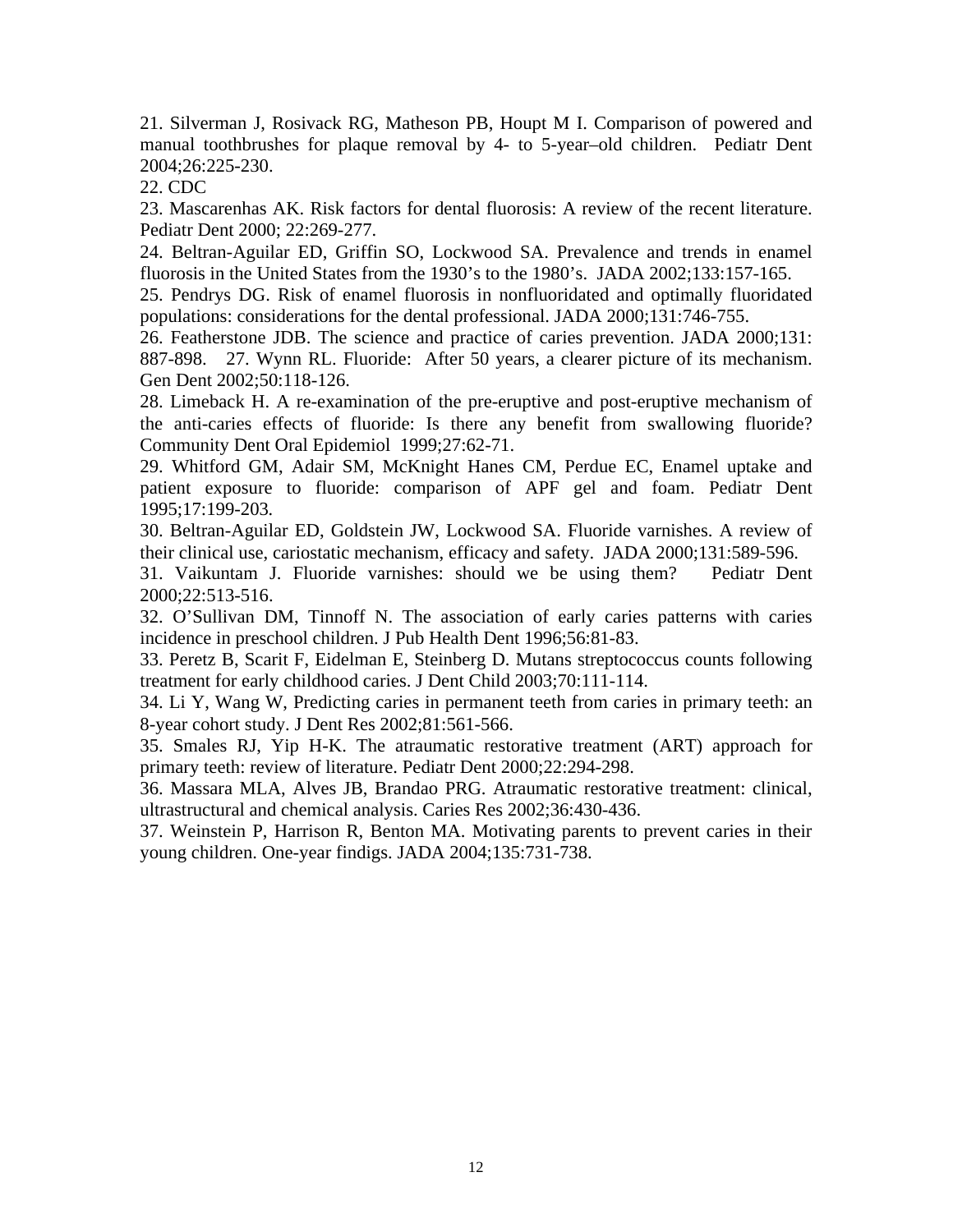21. Silverman J, Rosivack RG, Matheson PB, Houpt M I. Comparison of powered and manual toothbrushes for plaque removal by 4- to 5-year–old children. Pediatr Dent 2004;26:225-230.

22. CDC

23. Mascarenhas AK. Risk factors for dental fluorosis: A review of the recent literature. Pediatr Dent 2000; 22:269-277.

24. Beltran-Aguilar ED, Griffin SO, Lockwood SA. Prevalence and trends in enamel fluorosis in the United States from the 1930's to the 1980's. JADA 2002;133:157-165.

25. Pendrys DG. Risk of enamel fluorosis in nonfluoridated and optimally fluoridated populations: considerations for the dental professional. JADA 2000;131:746-755.

26. Featherstone JDB. The science and practice of caries prevention. JADA 2000;131: 887-898. 27. Wynn RL. Fluoride: After 50 years, a clearer picture of its mechanism. Gen Dent 2002;50:118-126.

28. Limeback H. A re-examination of the pre-eruptive and post-eruptive mechanism of the anti-caries effects of fluoride: Is there any benefit from swallowing fluoride? Community Dent Oral Epidemiol 1999;27:62-71.

29. Whitford GM, Adair SM, McKnight Hanes CM, Perdue EC, Enamel uptake and patient exposure to fluoride: comparison of APF gel and foam. Pediatr Dent 1995;17:199-203.

30. Beltran-Aguilar ED, Goldstein JW, Lockwood SA. Fluoride varnishes. A review of their clinical use, cariostatic mechanism, efficacy and safety. JADA 2000;131:589-596.

31. Vaikuntam J. Fluoride varnishes: should we be using them? Pediatr Dent 2000;22:513-516.

32. O'Sullivan DM, Tinnoff N. The association of early caries patterns with caries incidence in preschool children. J Pub Health Dent 1996;56:81-83.

33. Peretz B, Scarit F, Eidelman E, Steinberg D. Mutans streptococcus counts following treatment for early childhood caries. J Dent Child 2003;70:111-114.

34. Li Y, Wang W, Predicting caries in permanent teeth from caries in primary teeth: an 8-year cohort study. J Dent Res 2002;81:561-566.

35. Smales RJ, Yip H-K. The atraumatic restorative treatment (ART) approach for primary teeth: review of literature. Pediatr Dent 2000;22:294-298.

36. Massara MLA, Alves JB, Brandao PRG. Atraumatic restorative treatment: clinical, ultrastructural and chemical analysis. Caries Res 2002;36:430-436.

37. Weinstein P, Harrison R, Benton MA. Motivating parents to prevent caries in their young children. One-year findigs. JADA 2004;135:731-738.